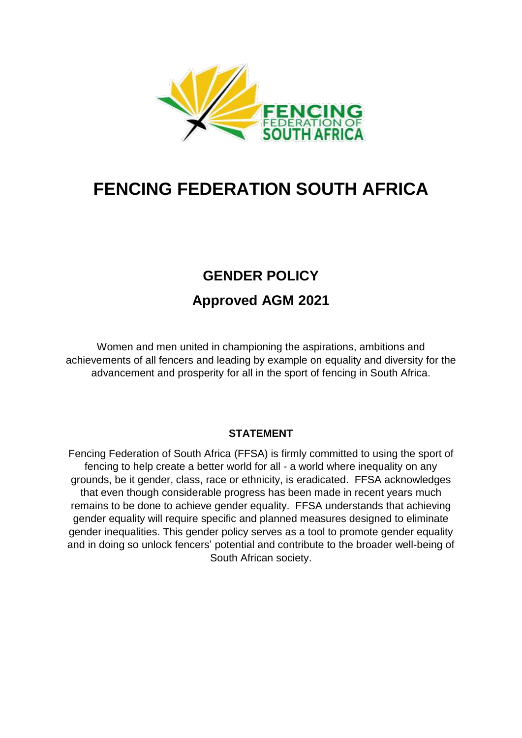# FENCING FEDERATION SOUTH AFRICA

## GENDER POLICY

## Approved AGM 2021

Women and men united in championing the aspirations, ambitions and achievements of all fencers and leading by example on equality and diversity for the advancement and prosperity for all in the sport of fencing in South Africa.

### STATEMENT

Fencing Federation of South Africa (FFSA) is firmly committed to using the sport of fencing to help create a better world for all - a world where inequality on any grounds, be it gender, class, race or ethnicity, is eradicated. FFSA acknowledges that even though considerable progress has been made in recent years much remains to be done to achieve gender equality. FFSA understands that achieving gender equality will require specific and planned measures designed to eliminate gender inequalities. This gender policy serves as a tool to promote gender equality and in doing so unlock fencers' potential and contribute to the broader well-being of South African society.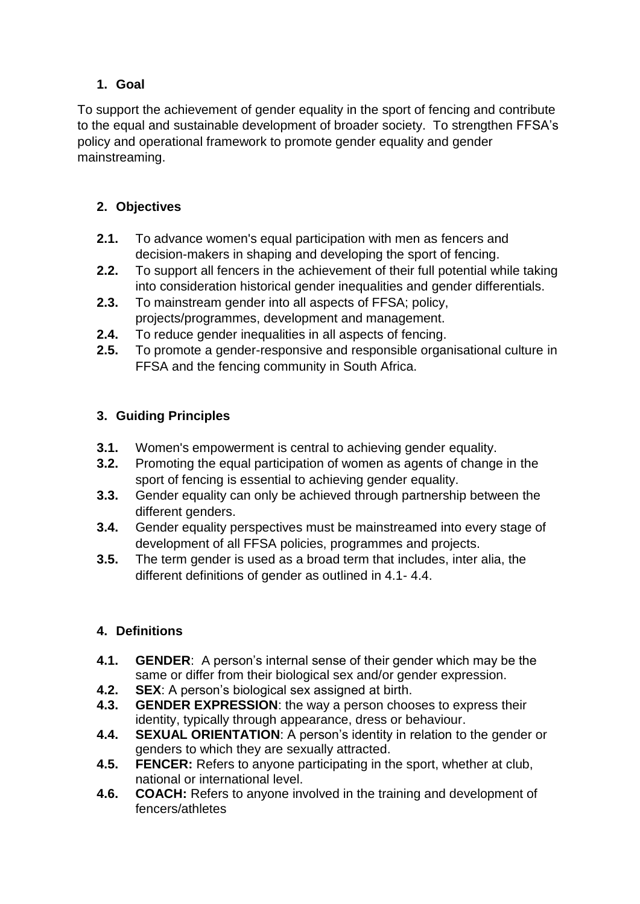## 1. Goal

To support the achievement of gender equality in the sport of fencing and contribute to the equal and sustainable development of broader society. To strengthen FFSA's policy and operational framework to promote gender equality and gender mainstreaming.

## 2. Objectives

**2.1.** To advance women's equal participation with men as fencers and decision-makers in shaping and developing the sport of fencing.

**2.2.** To support all fencers in the achievement of their full potential while taking into consideration historical gender inequalities and gender differentials.

**2.3.** To mainstream gender into all aspects of FFSA; policy, projects/programmes, development and management.

**2.4.** To reduce gender inequalities in all aspects of fencing.

**2.5.** To promote a gender-responsive and responsible organisational culture in FFSA and the fencing community in South Africa.

## 3. Guiding Principles

**3.1.** Women's empowerment is central to achieving gender equality.

**3.2.** Promoting the equal participation of women as agents of change in the sport of fencing is essential to achieving gender equality.

**3.3.** Gender equality can only be achieved through partnership between the different genders.

**3.4.** Gender equality perspectives must be mainstreamed into every stage of development of all FFSA policies, programmes and projects.

**3.5.** The term gender is used as a broad term that includes, inter alia, the different definitions of gender as outlined in 4.1- 4.4.

## 4. Definitions

**4.1.** **GENDER**: A person's internal sense of their gender which may be the same or differ from their biological sex and/or gender expression.

**4.2.** **SEX**: A person's biological sex assigned at birth.

**4.3.** **GENDER EXPRESSION**: the way a person chooses to express their identity, typically through appearance, dress or behaviour.

**4.4.** **SEXUAL ORIENTATION**: A person's identity in relation to the gender or genders to which they are sexually attracted.

**4.5.** **FENCER:** Refers to anyone participating in the sport, whether at club, national or international level.

**4.6.** **COACH:** Refers to anyone involved in the training and development of fencers/athletes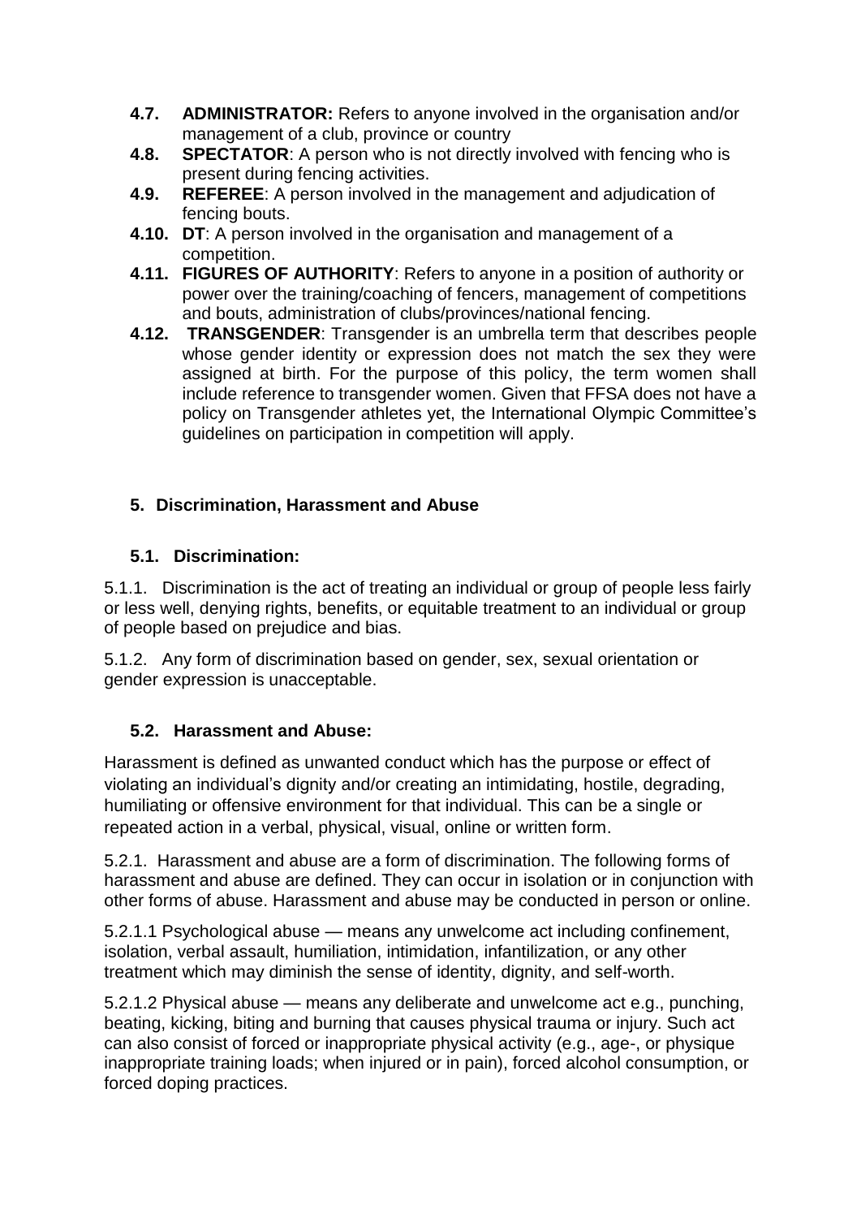- **4.7. ADMINISTRATOR:** Refers to anyone involved in the organisation and/or management of a club, province or country
- **4.8. SPECTATOR**: A person who is not directly involved with fencing who is present during fencing activities.
- **4.9. REFEREE**: A person involved in the management and adjudication of fencing bouts.
- **4.10. DT**: A person involved in the organisation and management of a competition.
- **4.11. FIGURES OF AUTHORITY**: Refers to anyone in a position of authority or power over the training/coaching of fencers, management of competitions and bouts, administration of clubs/provinces/national fencing.
- **4.12. TRANSGENDER**: Transgender is an umbrella term that describes people whose gender identity or expression does not match the sex they were assigned at birth. For the purpose of this policy, the term women shall include reference to transgender women. Given that FFSA does not have a policy on Transgender athletes yet, the International Olympic Committee's guidelines on participation in competition will apply.

## 5. Discrimination, Harassment and Abuse

### 5.1. Discrimination:

5.1.1. Discrimination is the act of treating an individual or group of people less fairly or less well, denying rights, benefits, or equitable treatment to an individual or group of people based on prejudice and bias.

5.1.2. Any form of discrimination based on gender, sex, sexual orientation or gender expression is unacceptable.

### 5.2. Harassment and Abuse:

Harassment is defined as unwanted conduct which has the purpose or effect of violating an individual's dignity and/or creating an intimidating, hostile, degrading, humiliating or offensive environment for that individual. This can be a single or repeated action in a verbal, physical, visual, online or written form.

5.2.1. Harassment and abuse are a form of discrimination. The following forms of harassment and abuse are defined. They can occur in isolation or in conjunction with other forms of abuse. Harassment and abuse may be conducted in person or online.

5.2.1.1 Psychological abuse — means any unwelcome act including confinement, isolation, verbal assault, humiliation, intimidation, infantilization, or any other treatment which may diminish the sense of identity, dignity, and self-worth.

5.2.1.2 Physical abuse — means any deliberate and unwelcome act e.g., punching, beating, kicking, biting and burning that causes physical trauma or injury. Such act can also consist of forced or inappropriate physical activity (e.g., age-, or physique inappropriate training loads; when injured or in pain), forced alcohol consumption, or forced doping practices.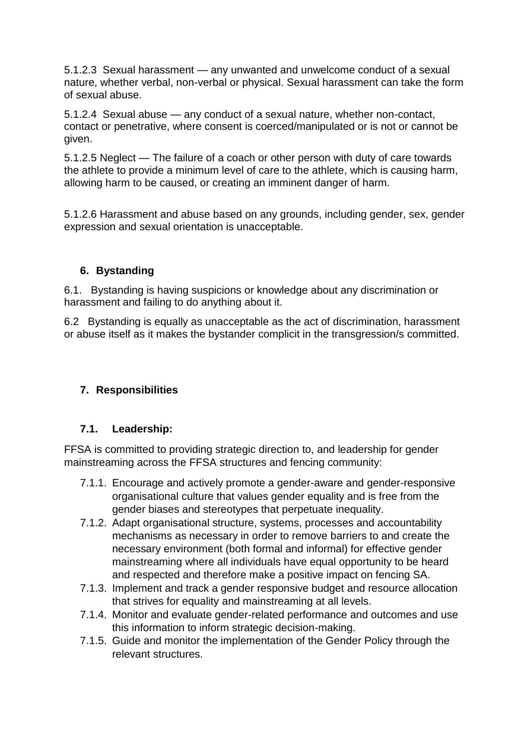5.1.2.3 Sexual harassment — any unwanted and unwelcome conduct of a sexual nature, whether verbal, non-verbal or physical. Sexual harassment can take the form of sexual abuse.

5.1.2.4 Sexual abuse — any conduct of a sexual nature, whether non-contact, contact or penetrative, where consent is coerced/manipulated or is not or cannot be given.

5.1.2.5 Neglect — The failure of a coach or other person with duty of care towards the athlete to provide a minimum level of care to the athlete, which is causing harm, allowing harm to be caused, or creating an imminent danger of harm.

5.1.2.6 Harassment and abuse based on any grounds, including gender, sex, gender expression and sexual orientation is unacceptable.

## 6. Bystanding

6.1. Bystanding is having suspicions or knowledge about any discrimination or harassment and failing to do anything about it.

6.2 Bystanding is equally as unacceptable as the act of discrimination, harassment or abuse itself as it makes the bystander complicit in the transgression/s committed.

## 7. Responsibilities

### 7.1. Leadership:

FFSA is committed to providing strategic direction to, and leadership for gender mainstreaming across the FFSA structures and fencing community:

- 7.1.1. Encourage and actively promote a gender-aware and gender-responsive organisational culture that values gender equality and is free from the gender biases and stereotypes that perpetuate inequality.
- 7.1.2. Adapt organisational structure, systems, processes and accountability mechanisms as necessary in order to remove barriers to and create the necessary environment (both formal and informal) for effective gender mainstreaming where all individuals have equal opportunity to be heard and respected and therefore make a positive impact on fencing SA.
- 7.1.3. Implement and track a gender responsive budget and resource allocation that strives for equality and mainstreaming at all levels.
- 7.1.4. Monitor and evaluate gender-related performance and outcomes and use this information to inform strategic decision-making.
- 7.1.5. Guide and monitor the implementation of the Gender Policy through the relevant structures.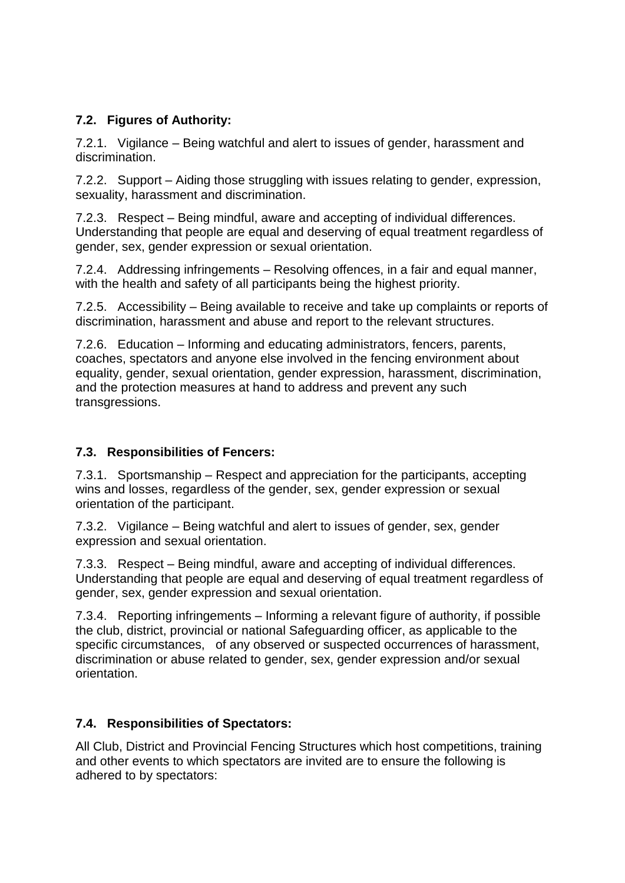### 7.2. Figures of Authority:

7.2.1. Vigilance – Being watchful and alert to issues of gender, harassment and discrimination.

7.2.2. Support – Aiding those struggling with issues relating to gender, expression, sexuality, harassment and discrimination.

7.2.3. Respect – Being mindful, aware and accepting of individual differences. Understanding that people are equal and deserving of equal treatment regardless of gender, sex, gender expression or sexual orientation.

7.2.4. Addressing infringements – Resolving offences, in a fair and equal manner, with the health and safety of all participants being the highest priority.

7.2.5. Accessibility – Being available to receive and take up complaints or reports of discrimination, harassment and abuse and report to the relevant structures.

7.2.6. Education – Informing and educating administrators, fencers, parents, coaches, spectators and anyone else involved in the fencing environment about equality, gender, sexual orientation, gender expression, harassment, discrimination, and the protection measures at hand to address and prevent any such transgressions.

### 7.3. Responsibilities of Fencers:

7.3.1. Sportsmanship – Respect and appreciation for the participants, accepting wins and losses, regardless of the gender, sex, gender expression or sexual orientation of the participant.

7.3.2. Vigilance – Being watchful and alert to issues of gender, sex, gender expression and sexual orientation.

7.3.3. Respect – Being mindful, aware and accepting of individual differences. Understanding that people are equal and deserving of equal treatment regardless of gender, sex, gender expression and sexual orientation.

7.3.4. Reporting infringements – Informing a relevant figure of authority, if possible the club, district, provincial or national Safeguarding officer, as applicable to the specific circumstances, of any observed or suspected occurrences of harassment, discrimination or abuse related to gender, sex, gender expression and/or sexual orientation.

### 7.4. Responsibilities of Spectators:

All Club, District and Provincial Fencing Structures which host competitions, training and other events to which spectators are invited are to ensure the following is adhered to by spectators: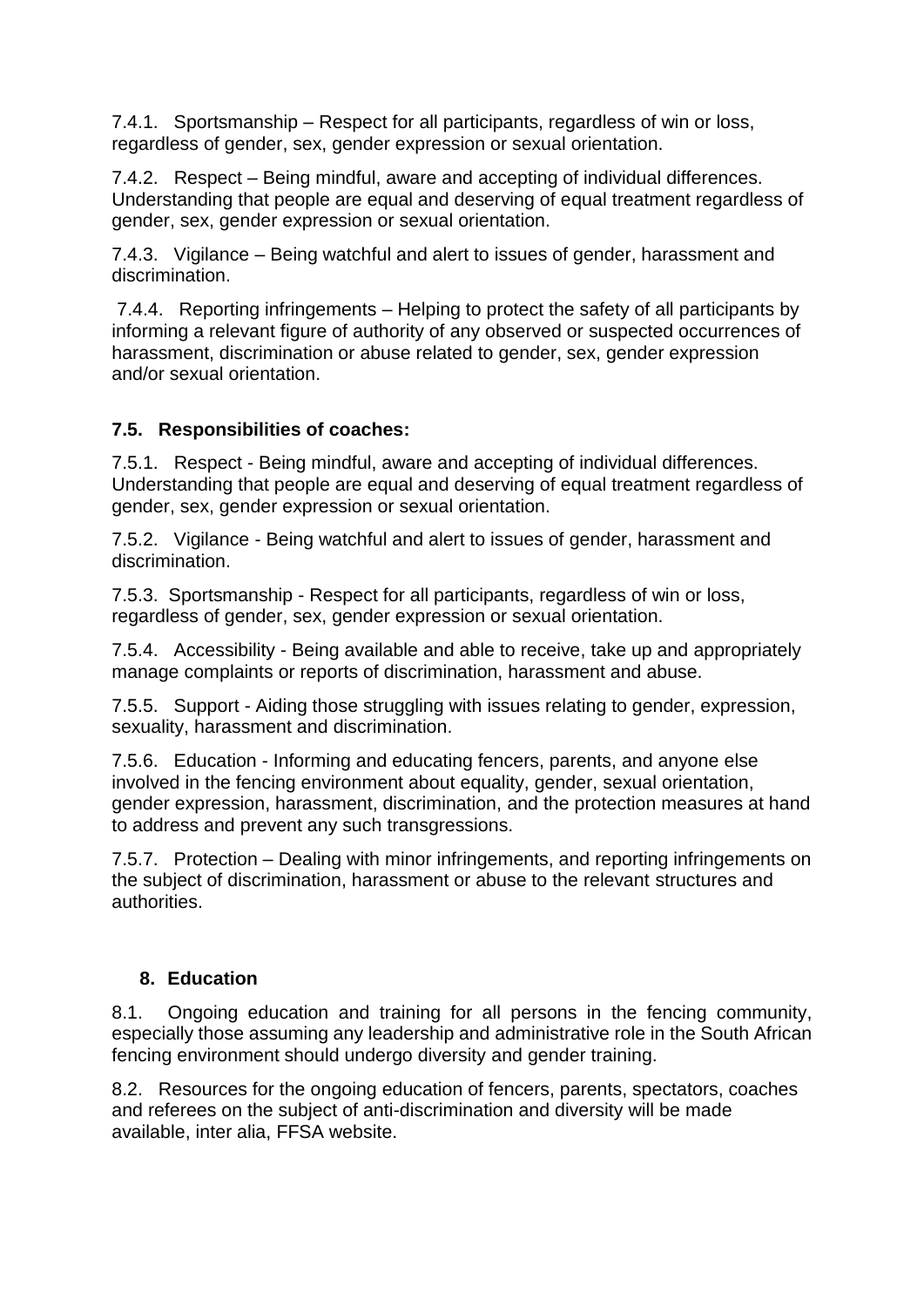7.4.1. Sportsmanship – Respect for all participants, regardless of win or loss, regardless of gender, sex, gender expression or sexual orientation.

7.4.2. Respect – Being mindful, aware and accepting of individual differences. Understanding that people are equal and deserving of equal treatment regardless of gender, sex, gender expression or sexual orientation.

7.4.3. Vigilance – Being watchful and alert to issues of gender, harassment and discrimination.

7.4.4. Reporting infringements – Helping to protect the safety of all participants by informing a relevant figure of authority of any observed or suspected occurrences of harassment, discrimination or abuse related to gender, sex, gender expression and/or sexual orientation.

**7.5. Responsibilities of coaches:**

7.5.1. Respect - Being mindful, aware and accepting of individual differences. Understanding that people are equal and deserving of equal treatment regardless of gender, sex, gender expression or sexual orientation.

7.5.2. Vigilance - Being watchful and alert to issues of gender, harassment and discrimination.

7.5.3. Sportsmanship - Respect for all participants, regardless of win or loss, regardless of gender, sex, gender expression or sexual orientation.

7.5.4. Accessibility - Being available and able to receive, take up and appropriately manage complaints or reports of discrimination, harassment and abuse.

7.5.5. Support - Aiding those struggling with issues relating to gender, expression, sexuality, harassment and discrimination.

7.5.6. Education - Informing and educating fencers, parents, and anyone else involved in the fencing environment about equality, gender, sexual orientation, gender expression, harassment, discrimination, and the protection measures at hand to address and prevent any such transgressions.

7.5.7. Protection – Dealing with minor infringements, and reporting infringements on the subject of discrimination, harassment or abuse to the relevant structures and authorities.

## 8. Education

8.1. Ongoing education and training for all persons in the fencing community, especially those assuming any leadership and administrative role in the South African fencing environment should undergo diversity and gender training.

8.2. Resources for the ongoing education of fencers, parents, spectators, coaches and referees on the subject of anti-discrimination and diversity will be made available, inter alia, FFSA website.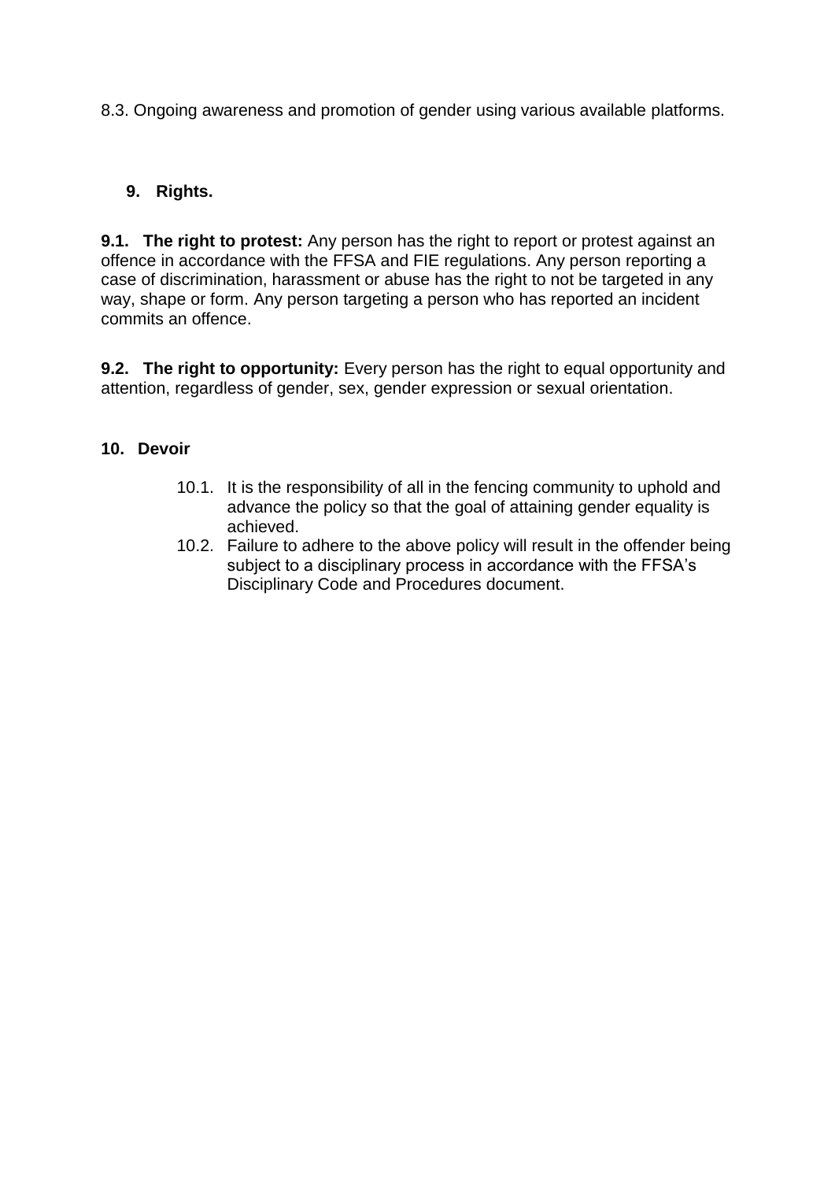8.3. Ongoing awareness and promotion of gender using various available platforms.

## 9. Rights.

**9.1. The right to protest:** Any person has the right to report or protest against an offence in accordance with the FFSA and FIE regulations. Any person reporting a case of discrimination, harassment or abuse has the right to not be targeted in any way, shape or form. Any person targeting a person who has reported an incident commits an offence.

**9.2. The right to opportunity:** Every person has the right to equal opportunity and attention, regardless of gender, sex, gender expression or sexual orientation.

## 10. Devoir

10.1. It is the responsibility of all in the fencing community to uphold and advance the policy so that the goal of attaining gender equality is achieved.

10.2. Failure to adhere to the above policy will result in the offender being subject to a disciplinary process in accordance with the FFSA's Disciplinary Code and Procedures document.